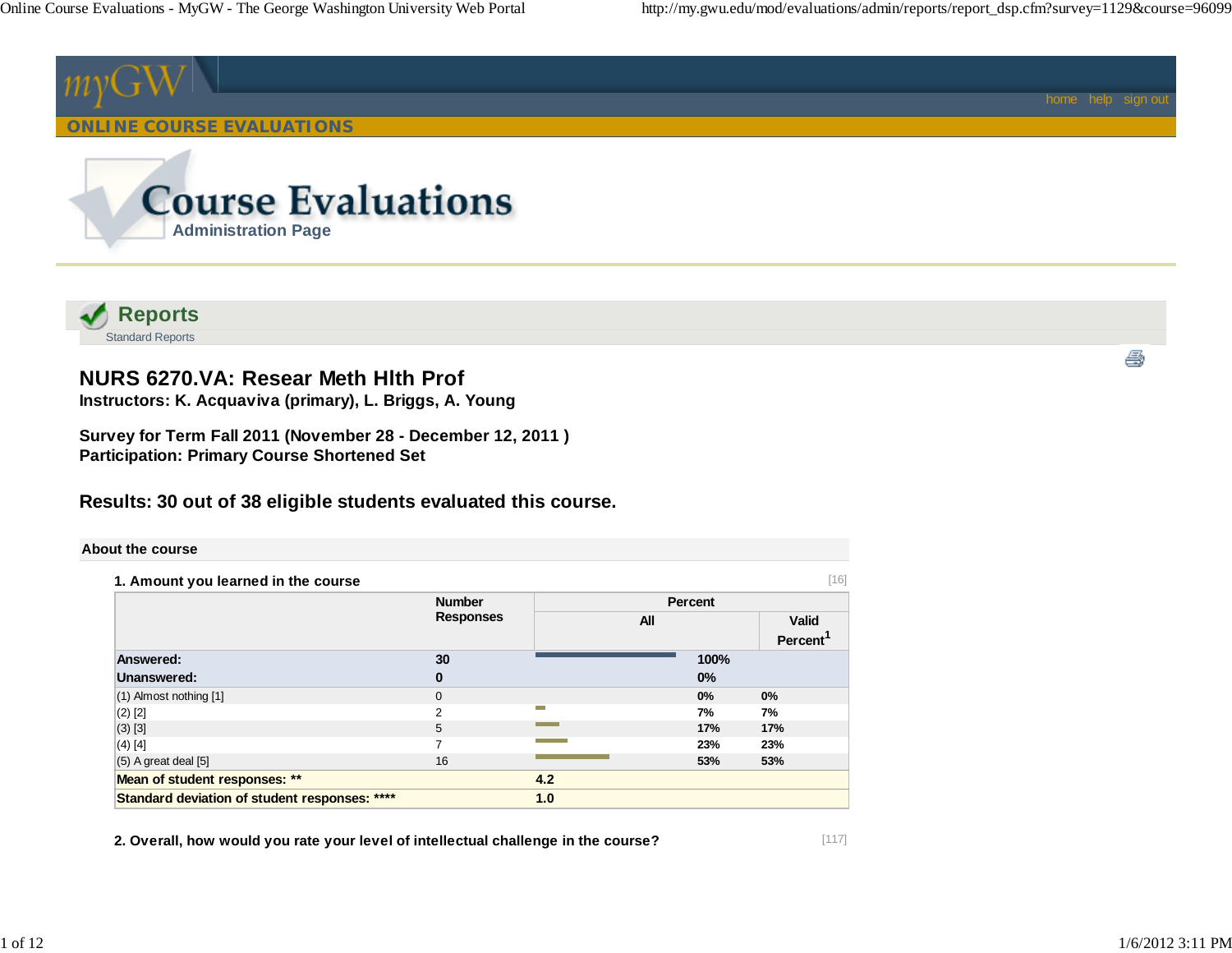ONLINE COURSE EVALUATIONS

home help sign out

# Course Evaluations

Administration Page

## Reports

Standard Reports

### NURS 6270.VA: Resear Meth Hlth Prof

**Instructors: K. Acquaviva (primary), L. Briggs, A. Young**

**Survey for Term Fall 2011 (November 28 - December 12, 2011 )**
**Participation: Primary Course Shortened Set**

### Results: 30 out of 38 eligible students evaluated this course.

**About the course**

**1. Amount you learned in the course** [16]

| | Number Responses | Percent | |
|---|---|---|---|
| | | All | Valid Percent[1] |
| **Answered:** | **30** | **100%** | |
| **Unanswered:** | **0** | **0%** | |
| (1) Almost nothing [1] | 0 | 0% | 0% |
| (2) [2] | 2 | 7% | 7% |
| (3) [3] | 5 | 17% | 17% |
| (4) [4] | 7 | 23% | 23% |
| (5) A great deal [5] | 16 | 53% | 53% |
| **Mean of student responses: \*\*** | **4.2** | | |
| **Standard deviation of student responses: \*\*\*\*** | **1.0** | | |

**2. Overall, how would you rate your level of intellectual challenge in the course?** [117]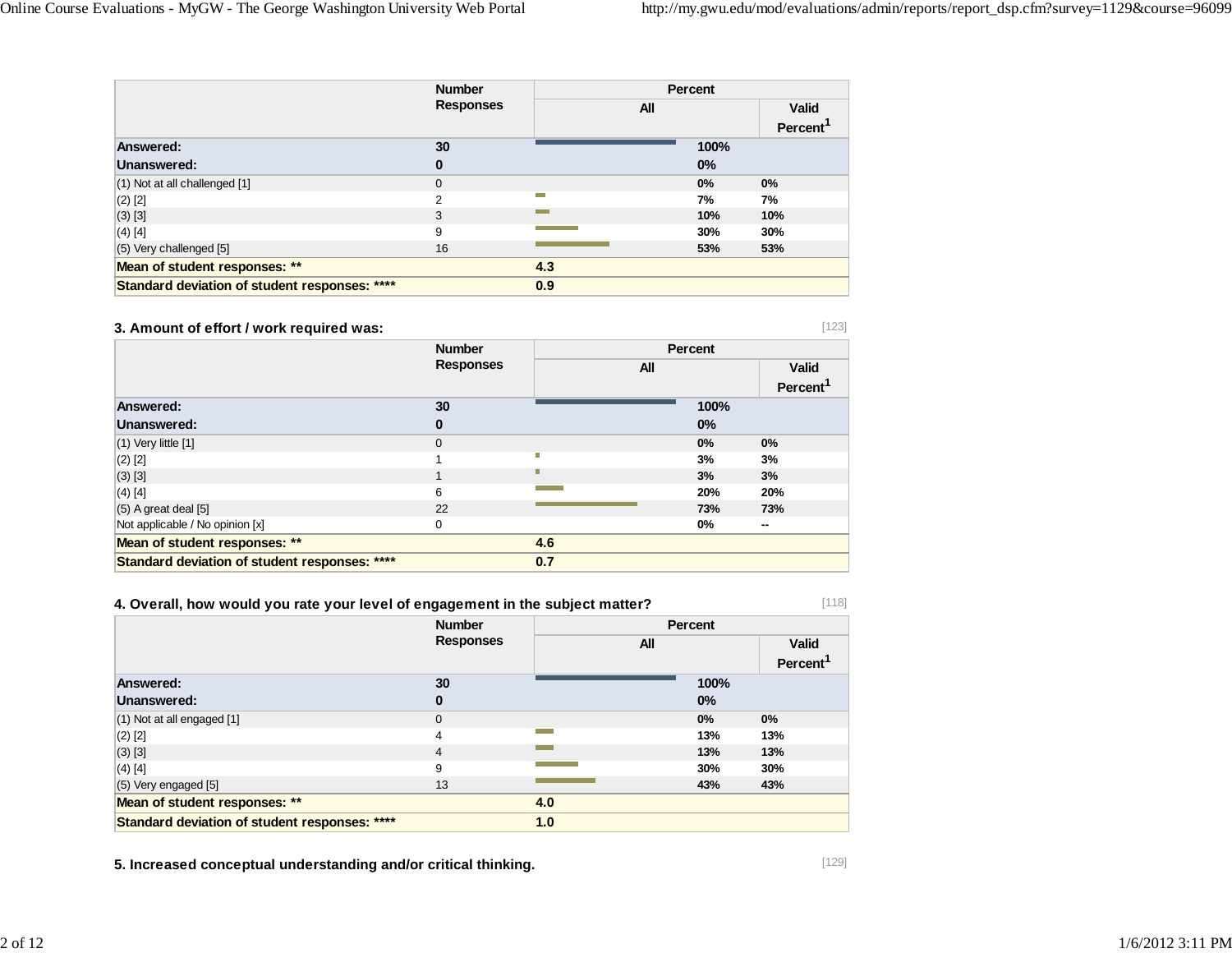| | Number Responses | Percent | |
|---|---|---|---|
| | | All | Valid Percent[1] |
| **Answered:** | **30** | **100%** | |
| **Unanswered:** | **0** | **0%** | |
| (1) Not at all challenged [1] | 0 | **0%** | **0%** |
| (2) [2] | 2 | **7%** | **7%** |
| (3) [3] | 3 | **10%** | **10%** |
| (4) [4] | 9 | **30%** | **30%** |
| (5) Very challenged [5] | 16 | **53%** | **53%** |
| **Mean of student responses: \*\*** | | **4.3** | |
| **Standard deviation of student responses: \*\*\*\*** | | **0.9** | |

### 3. Amount of effort / work required was:

[123]

| | Number Responses | Percent | |
|---|---|---|---|
| | | All | Valid Percent[1] |
| **Answered:** | **30** | **100%** | |
| **Unanswered:** | **0** | **0%** | |
| (1) Very little [1] | 0 | **0%** | **0%** |
| (2) [2] | 1 | **3%** | **3%** |
| (3) [3] | 1 | **3%** | **3%** |
| (4) [4] | 6 | **20%** | **20%** |
| (5) A great deal [5] | 22 | **73%** | **73%** |
| Not applicable / No opinion [x] | 0 | **0%** | **--** |
| **Mean of student responses: \*\*** | | **4.6** | |
| **Standard deviation of student responses: \*\*\*\*** | | **0.7** | |

### 4. Overall, how would you rate your level of engagement in the subject matter?

[118]

| | Number Responses | Percent | |
|---|---|---|---|
| | | All | Valid Percent[1] |
| **Answered:** | **30** | **100%** | |
| **Unanswered:** | **0** | **0%** | |
| (1) Not at all engaged [1] | 0 | **0%** | **0%** |
| (2) [2] | 4 | **13%** | **13%** |
| (3) [3] | 4 | **13%** | **13%** |
| (4) [4] | 9 | **30%** | **30%** |
| (5) Very engaged [5] | 13 | **43%** | **43%** |
| **Mean of student responses: \*\*** | | **4.0** | |
| **Standard deviation of student responses: \*\*\*\*** | | **1.0** | |

### 5. Increased conceptual understanding and/or critical thinking.

[129]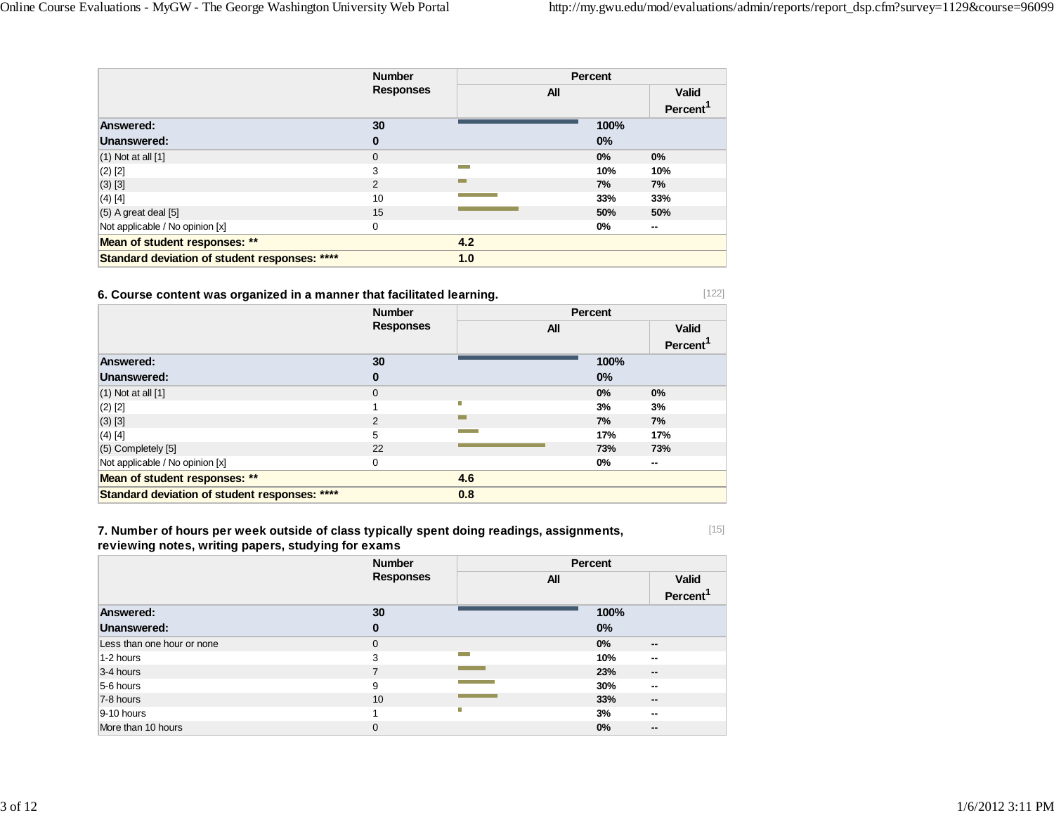| | Number Responses | Percent | |
|---|---|---|---|
| | | All | Valid Percent[1] |
| **Answered:** | **30** | **100%** | |
| **Unanswered:** | **0** | **0%** | |
| (1) Not at all [1] | 0 | **0%** | **0%** |
| (2) [2] | 3 | **10%** | **10%** |
| (3) [3] | 2 | **7%** | **7%** |
| (4) [4] | 10 | **33%** | **33%** |
| (5) A great deal [5] | 15 | **50%** | **50%** |
| Not applicable / No opinion [x] | 0 | **0%** | **--** |
| **Mean of student responses: \*\*** | | **4.2** | |
| **Standard deviation of student responses: \*\*\*\*** | | **1.0** | |

**6. Course content was organized in a manner that facilitated learning.** [122]

| | Number Responses | Percent | |
|---|---|---|---|
| | | All | Valid Percent[1] |
| **Answered:** | **30** | **100%** | |
| **Unanswered:** | **0** | **0%** | |
| (1) Not at all [1] | 0 | **0%** | **0%** |
| (2) [2] | 1 | **3%** | **3%** |
| (3) [3] | 2 | **7%** | **7%** |
| (4) [4] | 5 | **17%** | **17%** |
| (5) Completely [5] | 22 | **73%** | **73%** |
| Not applicable / No opinion [x] | 0 | **0%** | **--** |
| **Mean of student responses: \*\*** | | **4.6** | |
| **Standard deviation of student responses: \*\*\*\*** | | **0.8** | |

**7. Number of hours per week outside of class typically spent doing readings, assignments, reviewing notes, writing papers, studying for exams** [15]

| | Number Responses | Percent | |
|---|---|---|---|
| | | All | Valid Percent[1] |
| **Answered:** | **30** | **100%** | |
| **Unanswered:** | **0** | **0%** | |
| Less than one hour or none | 0 | **0%** | **--** |
| 1-2 hours | 3 | **10%** | **--** |
| 3-4 hours | 7 | **23%** | **--** |
| 5-6 hours | 9 | **30%** | **--** |
| 7-8 hours | 10 | **33%** | **--** |
| 9-10 hours | 1 | **3%** | **--** |
| More than 10 hours | 0 | **0%** | **--** |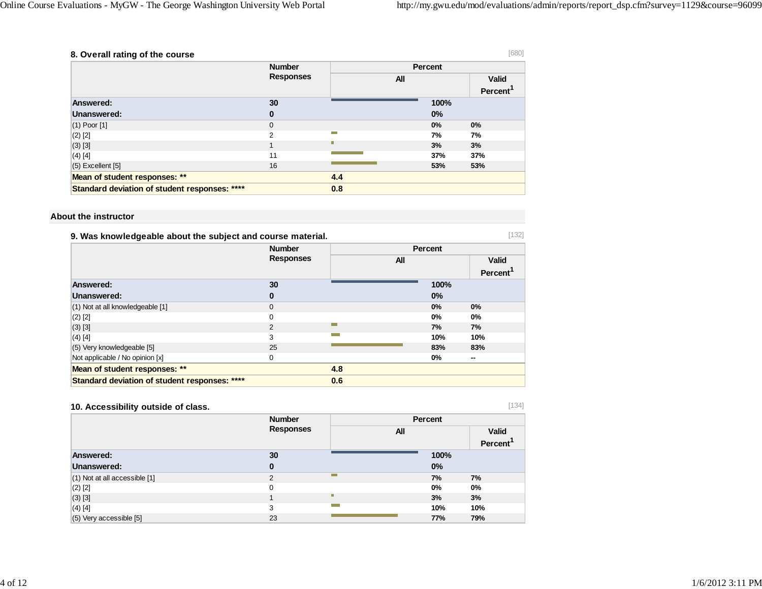### 8. Overall rating of the course

[680]

| | Number Responses | Percent All | | Valid Percent[1] |
|---|---|---|---|---|
| **Answered:** | **30** | | **100%** | |
| **Unanswered:** | **0** | | **0%** | |
| (1) Poor [1] | 0 | | **0%** | **0%** |
| (2) [2] | 2 | | **7%** | **7%** |
| (3) [3] | 1 | | **3%** | **3%** |
| (4) [4] | 11 | | **37%** | **37%** |
| (5) Excellent [5] | 16 | | **53%** | **53%** |
| **Mean of student responses: \*\*** | | **4.4** | | |
| **Standard deviation of student responses: \*\*\*\*** | | **0.8** | | |

## About the instructor

### 9. Was knowledgeable about the subject and course material.

[132]

| | Number Responses | Percent All | | Valid Percent[1] |
|---|---|---|---|---|
| **Answered:** | **30** | | **100%** | |
| **Unanswered:** | **0** | | **0%** | |
| (1) Not at all knowledgeable [1] | 0 | | **0%** | **0%** |
| (2) [2] | 0 | | **0%** | **0%** |
| (3) [3] | 2 | | **7%** | **7%** |
| (4) [4] | 3 | | **10%** | **10%** |
| (5) Very knowledgeable [5] | 25 | | **83%** | **83%** |
| Not applicable / No opinion [x] | 0 | | **0%** | **--** |
| **Mean of student responses: \*\*** | | **4.8** | | |
| **Standard deviation of student responses: \*\*\*\*** | | **0.6** | | |

### 10. Accessibility outside of class.

[134]

| | Number Responses | Percent All | | Valid Percent[1] |
|---|---|---|---|---|
| **Answered:** | **30** | | **100%** | |
| **Unanswered:** | **0** | | **0%** | |
| (1) Not at all accessible [1] | 2 | | **7%** | **7%** |
| (2) [2] | 0 | | **0%** | **0%** |
| (3) [3] | 1 | | **3%** | **3%** |
| (4) [4] | 3 | | **10%** | **10%** |
| (5) Very accessible [5] | 23 | | **77%** | **79%** |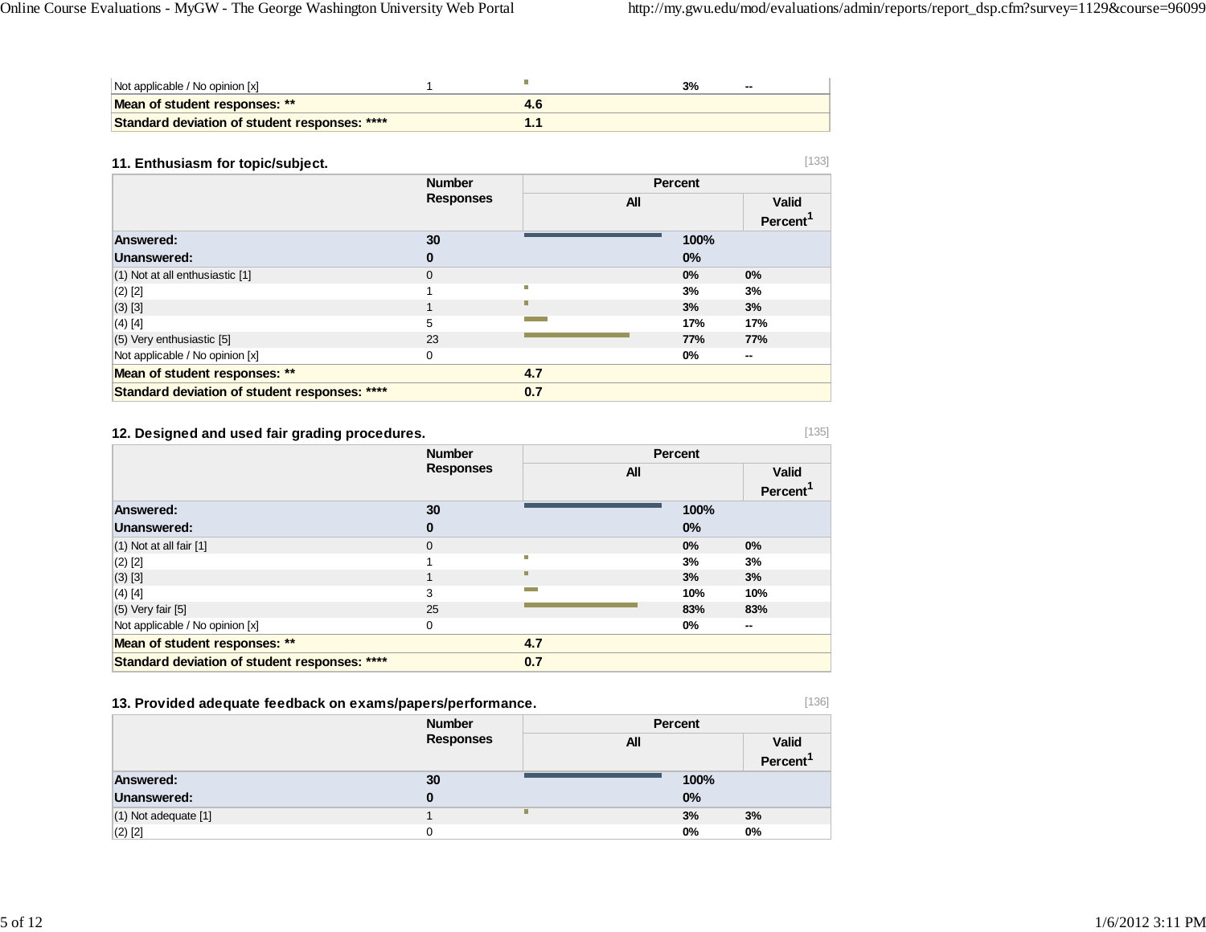| | | | | |
|---|---|---|---|---|
| Not applicable / No opinion [x] | 1 | | 3% | -- |
| **Mean of student responses: \*\*** | | **4.6** | | |
| **Standard deviation of student responses: \*\*\*\*** | | **1.1** | | |

### 11. Enthusiasm for topic/subject.

[133]

| | Number Responses | Percent | | |
|---|---|---|---|---|
| | | All | | Valid Percent[1] |
| **Answered:** | **30** | | **100%** | |
| **Unanswered:** | **0** | | **0%** | |
| (1) Not at all enthusiastic [1] | 0 | | 0% | 0% |
| (2) [2] | 1 | | 3% | 3% |
| (3) [3] | 1 | | 3% | 3% |
| (4) [4] | 5 | | 17% | 17% |
| (5) Very enthusiastic [5] | 23 | | 77% | 77% |
| Not applicable / No opinion [x] | 0 | | 0% | -- |
| **Mean of student responses: \*\*** | | **4.7** | | |
| **Standard deviation of student responses: \*\*\*\*** | | **0.7** | | |

### 12. Designed and used fair grading procedures.

[135]

| | Number Responses | Percent | | |
|---|---|---|---|---|
| | | All | | Valid Percent[1] |
| **Answered:** | **30** | | **100%** | |
| **Unanswered:** | **0** | | **0%** | |
| (1) Not at all fair [1] | 0 | | 0% | 0% |
| (2) [2] | 1 | | 3% | 3% |
| (3) [3] | 1 | | 3% | 3% |
| (4) [4] | 3 | | 10% | 10% |
| (5) Very fair [5] | 25 | | 83% | 83% |
| Not applicable / No opinion [x] | 0 | | 0% | -- |
| **Mean of student responses: \*\*** | | **4.7** | | |
| **Standard deviation of student responses: \*\*\*\*** | | **0.7** | | |

### 13. Provided adequate feedback on exams/papers/performance.

[136]

| | Number Responses | Percent | | |
|---|---|---|---|---|
| | | All | | Valid Percent[1] |
| **Answered:** | **30** | | **100%** | |
| **Unanswered:** | **0** | | **0%** | |
| (1) Not adequate [1] | 1 | | 3% | 3% |
| (2) [2] | 0 | | 0% | 0% |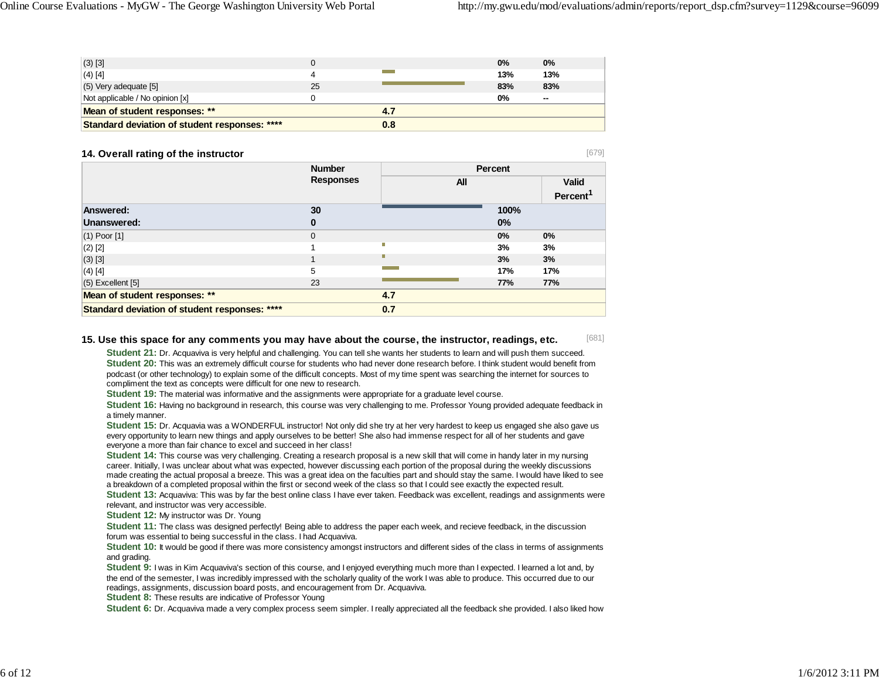| | | | | |
|---|---|---|---|---|
| (3) [3] | 0 | | 0% | 0% |
| (4) [4] | 4 | | 13% | 13% |
| (5) Very adequate [5] | 25 | | 83% | 83% |
| Not applicable / No opinion [x] | 0 | | 0% | -- |
| **Mean of student responses: \*\*** | | **4.7** | | |
| **Standard deviation of student responses: \*\*\*\*** | | **0.8** | | |

### 14. Overall rating of the instructor

[679]

| | Number Responses | Percent | | |
|---|---|---|---|---|
| | | All | | Valid Percent[1] |
| **Answered:** | **30** | | **100%** | |
| **Unanswered:** | **0** | | **0%** | |
| (1) Poor [1] | 0 | | 0% | 0% |
| (2) [2] | 1 | | 3% | 3% |
| (3) [3] | 1 | | 3% | 3% |
| (4) [4] | 5 | | 17% | 17% |
| (5) Excellent [5] | 23 | | 77% | 77% |
| **Mean of student responses: \*\*** | | **4.7** | | |
| **Standard deviation of student responses: \*\*\*\*** | | **0.7** | | |

### 15. Use this space for any comments you may have about the course, the instructor, readings, etc.

[681]

**Student 21:** Dr. Acquaviva is very helpful and challenging. You can tell she wants her students to learn and will push them succeed.

**Student 20:** This was an extremely difficult course for students who had never done research before. I think student would benefit from podcast (or other technology) to explain some of the difficult concepts. Most of my time spent was searching the internet for sources to compliment the text as concepts were difficult for one new to research.

**Student 19:** The material was informative and the assignments were appropriate for a graduate level course.

**Student 16:** Having no background in research, this course was very challenging to me. Professor Young provided adequate feedback in a timely manner.

**Student 15:** Dr. Acquavia was a WONDERFUL instructor! Not only did she try at her very hardest to keep us engaged she also gave us every opportunity to learn new things and apply ourselves to be better! She also had immense respect for all of her students and gave everyone a more than fair chance to excel and succeed in her class!

**Student 14:** This course was very challenging. Creating a research proposal is a new skill that will come in handy later in my nursing career. Initially, I was unclear about what was expected, however discussing each portion of the proposal during the weekly discussions made creating the actual proposal a breeze. This was a great idea on the faculties part and should stay the same. I would have liked to see a breakdown of a completed proposal within the first or second week of the class so that I could see exactly the expected result.

**Student 13:** Acquaviva: This was by far the best online class I have ever taken. Feedback was excellent, readings and assignments were relevant, and instructor was very accessible.

**Student 12:** My instructor was Dr. Young

**Student 11:** The class was designed perfectly! Being able to address the paper each week, and recieve feedback, in the discussion forum was essential to being successful in the class. I had Acquaviva.

**Student 10:** It would be good if there was more consistency amongst instructors and different sides of the class in terms of assignments and grading.

**Student 9:** I was in Kim Acquaviva's section of this course, and I enjoyed everything much more than I expected. I learned a lot and, by the end of the semester, I was incredibly impressed with the scholarly quality of the work I was able to produce. This occurred due to our readings, assignments, discussion board posts, and encouragement from Dr. Acquaviva.

**Student 8:** These results are indicative of Professor Young

**Student 6:** Dr. Acquaviva made a very complex process seem simpler. I really appreciated all the feedback she provided. I also liked how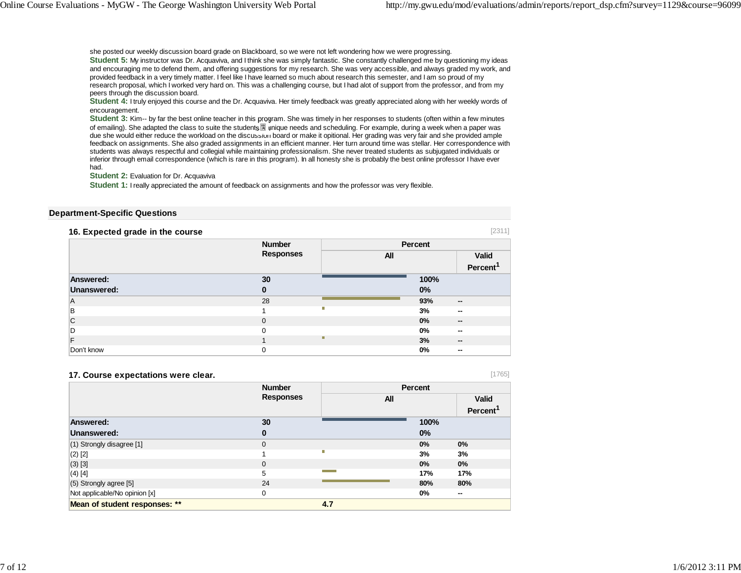she posted our weekly discussion board grade on Blackboard, so we were not left wondering how we were progressing.

**Student 5:** My instructor was Dr. Acquaviva, and I think she was simply fantastic. She constantly challenged me by questioning my ideas and encouraging me to defend them, and offering suggestions for my research. She was very accessible, and always graded my work, and provided feedback in a very timely matter. I feel like I have learned so much about research this semester, and I am so proud of my research proposal, which I worked very hard on. This was a challenging course, but I had alot of support from the professor, and from my peers through the discussion board.

**Student 4:** I truly enjoyed this course and the Dr. Acquaviva. Her timely feedback was greatly appreciated along with her weekly words of encouragement.

**Student 3:** Kim-- by far the best online teacher in this program. She was timely in her responses to students (often within a few minutes of emailing). She adapted the class to suite the students unique needs and scheduling. For example, during a week when a paper was due she would either reduce the workload on the discussion board or make it opitional. Her grading was very fair and she provided ample feedback on assignments. She also graded assignments in an efficient manner. Her turn around time was stellar. Her correspondence with students was always respectful and collegial while maintaining professionalism. She never treated students as subjugated individuals or inferior through email correspondence (which is rare in this program). In all honesty she is probably the best online professor I have ever had.

**Student 2:** Evaluation for Dr. Acquaviva

**Student 1:** I really appreciated the amount of feedback on assignments and how the professor was very flexible.

## Department-Specific Questions

### 16. Expected grade in the course

[2311]

| | Number Responses | Percent All | Valid Percent[1] |
|---|---|---|---|
| **Answered:** | **30** | **100%** | |
| **Unanswered:** | **0** | **0%** | |
| A | 28 | **93%** | -- |
| B | 1 | **3%** | -- |
| C | 0 | **0%** | -- |
| D | 0 | **0%** | -- |
| F | 1 | **3%** | -- |
| Don't know | 0 | **0%** | -- |

### 17. Course expectations were clear.

[1765]

| | Number Responses | Percent All | Valid Percent[1] |
|---|---|---|---|
| **Answered:** | **30** | **100%** | |
| **Unanswered:** | **0** | **0%** | |
| (1) Strongly disagree [1] | 0 | **0%** | **0%** |
| (2) [2] | 1 | **3%** | **3%** |
| (3) [3] | 0 | **0%** | **0%** |
| (4) [4] | 5 | **17%** | **17%** |
| (5) Strongly agree [5] | 24 | **80%** | **80%** |
| Not applicable/No opinion [x] | 0 | **0%** | -- |
| **Mean of student responses: \*\*** | | **4.7** | |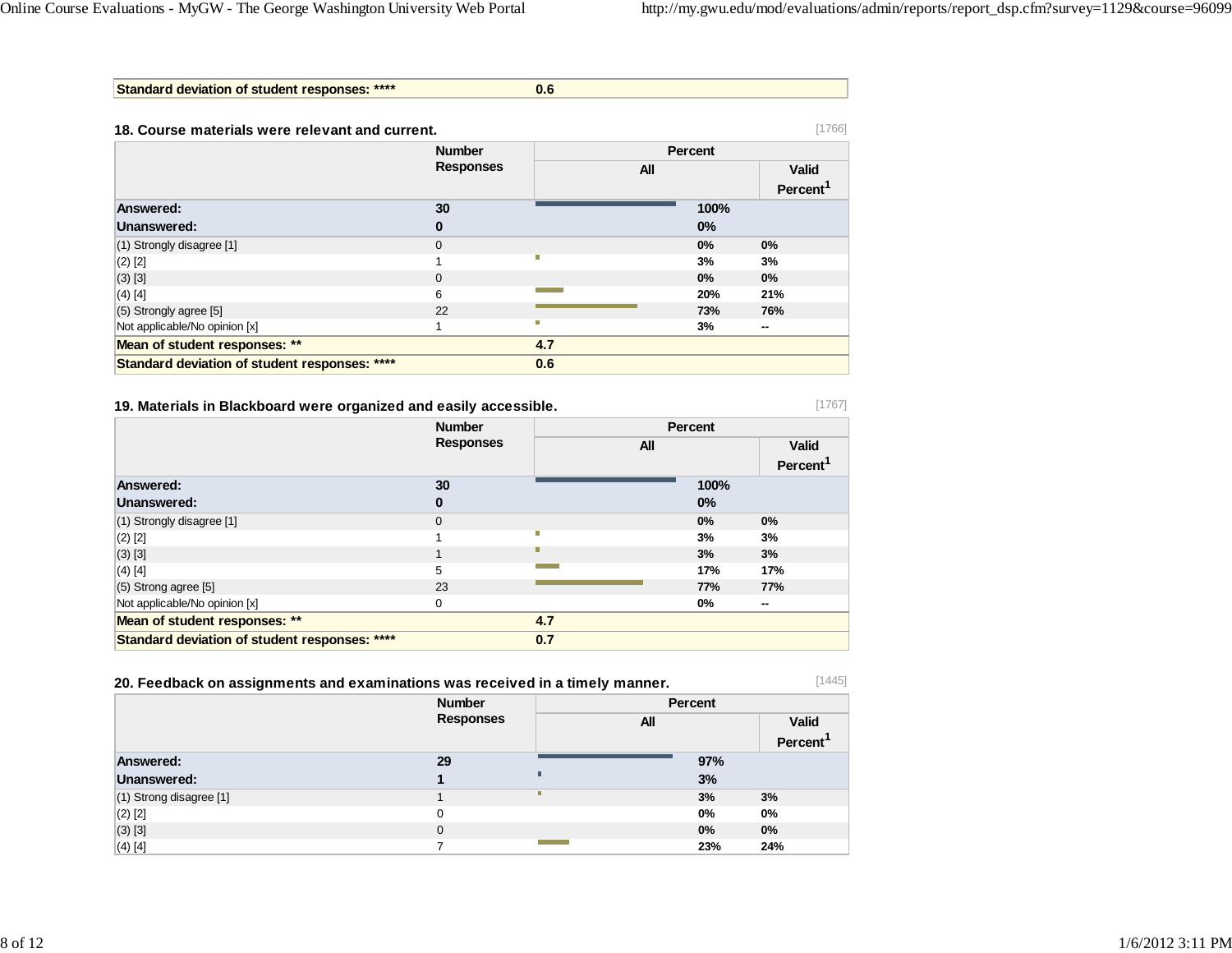| Standard deviation of student responses: **** | 0.6 |
|---|---|

### 18. Course materials were relevant and current.

[1766]

| | Number Responses | Percent All | Valid Percent[1] |
|---|---|---|---|
| **Answered:** | **30** | **100%** | |
| **Unanswered:** | **0** | **0%** | |
| (1) Strongly disagree [1] | 0 | 0% | 0% |
| (2) [2] | 1 | 3% | 3% |
| (3) [3] | 0 | 0% | 0% |
| (4) [4] | 6 | 20% | 21% |
| (5) Strongly agree [5] | 22 | 73% | 76% |
| Not applicable/No opinion [x] | 1 | 3% | -- |
| **Mean of student responses: \*\*** | **4.7** | | |
| **Standard deviation of student responses: \*\*\*\*** | **0.6** | | |

### 19. Materials in Blackboard were organized and easily accessible.

[1767]

| | Number Responses | Percent All | Valid Percent[1] |
|---|---|---|---|
| **Answered:** | **30** | **100%** | |
| **Unanswered:** | **0** | **0%** | |
| (1) Strongly disagree [1] | 0 | 0% | 0% |
| (2) [2] | 1 | 3% | 3% |
| (3) [3] | 1 | 3% | 3% |
| (4) [4] | 5 | 17% | 17% |
| (5) Strong agree [5] | 23 | 77% | 77% |
| Not applicable/No opinion [x] | 0 | 0% | -- |
| **Mean of student responses: \*\*** | **4.7** | | |
| **Standard deviation of student responses: \*\*\*\*** | **0.7** | | |

### 20. Feedback on assignments and examinations was received in a timely manner.

[1445]

| | Number Responses | Percent All | Valid Percent[1] |
|---|---|---|---|
| **Answered:** | **29** | **97%** | |
| **Unanswered:** | **1** | **3%** | |
| (1) Strong disagree [1] | 1 | 3% | 3% |
| (2) [2] | 0 | 0% | 0% |
| (3) [3] | 0 | 0% | 0% |
| (4) [4] | 7 | 23% | 24% |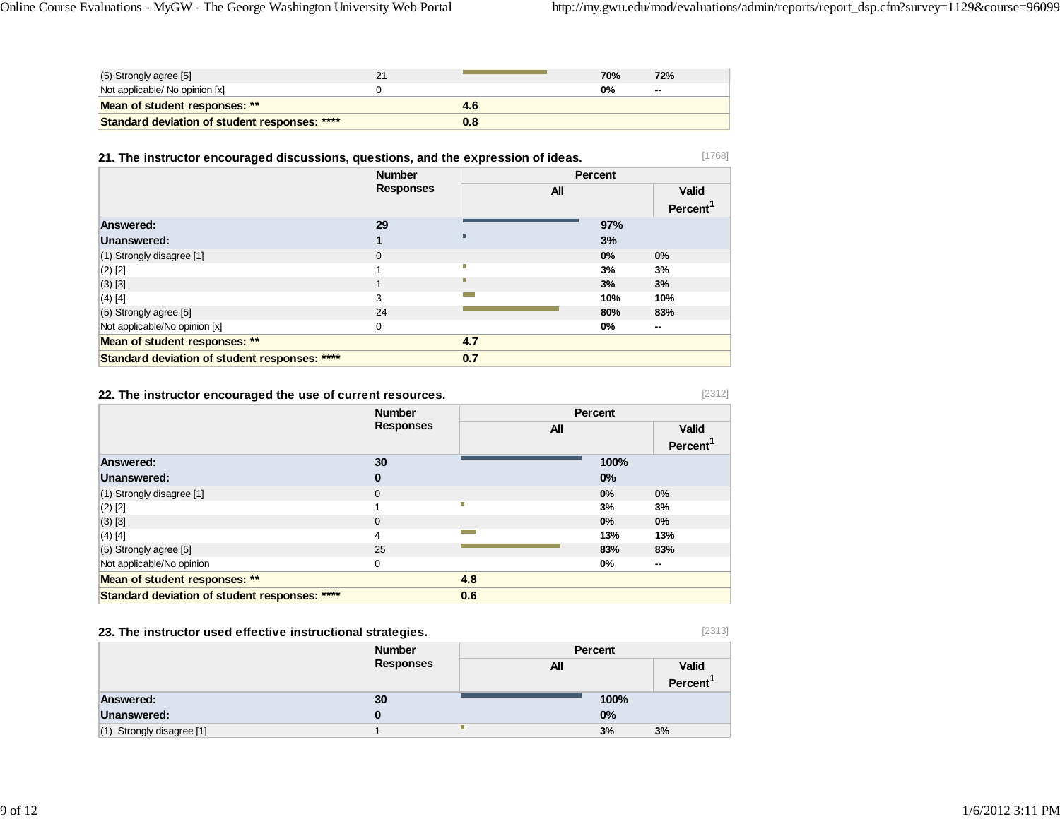| | Number Responses | Percent All | Valid Percent[1] |
|---|---|---|---|
| (5) Strongly agree [5] | 21 | 70% | 72% |
| Not applicable/ No opinion [x] | 0 | 0% | -- |
| **Mean of student responses: \*\*** | | **4.6** | |
| **Standard deviation of student responses: \*\*\*\*** | | **0.8** | |

### 21. The instructor encouraged discussions, questions, and the expression of ideas.

[1768]

| | Number Responses | Percent | |
|---|---|---|---|
| | | All | Valid Percent[1] |
| **Answered:** | **29** | **97%** | |
| **Unanswered:** | **1** | **3%** | |
| (1) Strongly disagree [1] | 0 | 0% | 0% |
| (2) [2] | 1 | 3% | 3% |
| (3) [3] | 1 | 3% | 3% |
| (4) [4] | 3 | 10% | 10% |
| (5) Strongly agree [5] | 24 | 80% | 83% |
| Not applicable/No opinion [x] | 0 | 0% | -- |
| **Mean of student responses: \*\*** | | **4.7** | |
| **Standard deviation of student responses: \*\*\*\*** | | **0.7** | |

### 22. The instructor encouraged the use of current resources.

[2312]

| | Number Responses | Percent | |
|---|---|---|---|
| | | All | Valid Percent[1] |
| **Answered:** | **30** | **100%** | |
| **Unanswered:** | **0** | **0%** | |
| (1) Strongly disagree [1] | 0 | 0% | 0% |
| (2) [2] | 1 | 3% | 3% |
| (3) [3] | 0 | 0% | 0% |
| (4) [4] | 4 | 13% | 13% |
| (5) Strongly agree [5] | 25 | 83% | 83% |
| Not applicable/No opinion | 0 | 0% | -- |
| **Mean of student responses: \*\*** | | **4.8** | |
| **Standard deviation of student responses: \*\*\*\*** | | **0.6** | |

### 23. The instructor used effective instructional strategies.

[2313]

| | Number Responses | Percent | |
|---|---|---|---|
| | | All | Valid Percent[1] |
| **Answered:** | **30** | **100%** | |
| **Unanswered:** | **0** | **0%** | |
| (1) Strongly disagree [1] | 1 | 3% | 3% |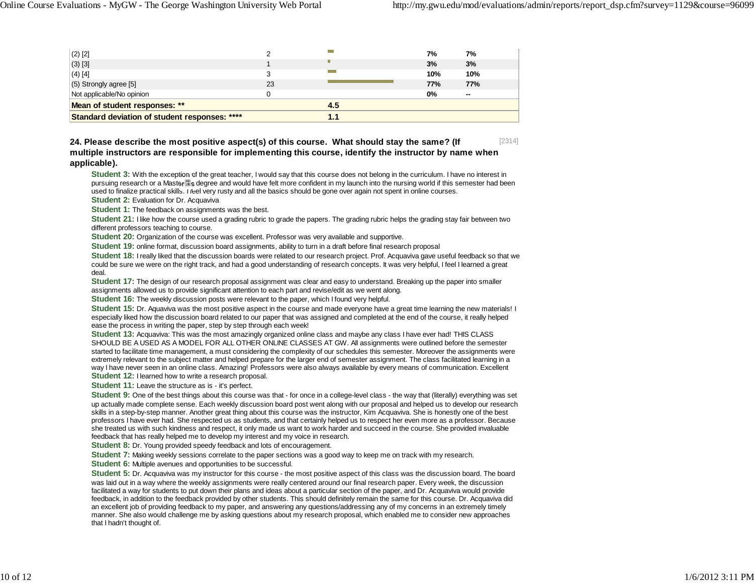| | | | | |
|---|---|---|---|---|
| (2) [2] | 2 | | 7% | 7% |
| (3) [3] | 1 | | 3% | 3% |
| (4) [4] | 3 | | 10% | 10% |
| (5) Strongly agree [5] | 23 | | 77% | 77% |
| Not applicable/No opinion | 0 | | 0% | -- |
| **Mean of student responses: ** ** | | **4.5** | | |
| **Standard deviation of student responses: ****** | | **1.1** | | |

**24. Please describe the most positive aspect(s) of this course. What should stay the same? (If multiple instructors are responsible for implementing this course, identify the instructor by name when applicable).** [2314]

**Student 3:** With the exception of the great teacher, I would say that this course does not belong in the curriculum. I have no interest in pursuing research or a Master's degree and would have felt more confident in my launch into the nursing world if this semester had been used to finalize practical skills. I feel very rusty and all the basics should be gone over again not spent in online courses.

**Student 2:** Evaluation for Dr. Acquaviva

**Student 1:** The feedback on assignments was the best.

**Student 21:** I like how the course used a grading rubric to grade the papers. The grading rubric helps the grading stay fair between two different professors teaching to course.

**Student 20:** Organization of the course was excellent. Professor was very available and supportive.

**Student 19:** online format, discussion board assignments, ability to turn in a draft before final research proposal

**Student 18:** I really liked that the discussion boards were related to our research project. Prof. Acquaviva gave useful feedback so that we could be sure we were on the right track, and had a good understanding of research concepts. It was very helpful, I feel I learned a great deal.

**Student 17:** The design of our research proposal assignment was clear and easy to understand. Breaking up the paper into smaller assignments allowed us to provide significant attention to each part and revise/edit as we went along.

**Student 16:** The weekly discussion posts were relevant to the paper, which I found very helpful.

**Student 15:** Dr. Aquaviva was the most positive aspect in the course and made everyone have a great time learning the new materials! I especially liked how the discussion board related to our paper that was assigned and completed at the end of the course, it really helped ease the process in writing the paper, step by step through each week!

**Student 13:** Acquaviva: This was the most amazingly organized online class and maybe any class I have ever had! THIS CLASS SHOULD BE A USED AS A MODEL FOR ALL OTHER ONLINE CLASSES AT GW. All assignments were outlined before the semester started to facilitate time management, a must considering the complexity of our schedules this semester. Moreover the assignments were extremely relevant to the subject matter and helped prepare for the larger end of semester assignment. The class facilitated learning in a way I have never seen in an online class. Amazing! Professors were also always available by every means of communication. Excellent

**Student 12:** I learned how to write a research proposal.

**Student 11:** Leave the structure as is - it's perfect.

**Student 9:** One of the best things about this course was that - for once in a college-level class - the way that (literally) everything was set up actually made complete sense. Each weekly discussion board post went along with our proposal and helped us to develop our research skills in a step-by-step manner. Another great thing about this course was the instructor, Kim Acquaviva. She is honestly one of the best professors I have ever had. She respected us as students, and that certainly helped us to respect her even more as a professor. Because she treated us with such kindness and respect, it only made us want to work harder and succeed in the course. She provided invaluable feedback that has really helped me to develop my interest and my voice in research.

**Student 8:** Dr. Young provided speedy feedback and lots of encouragement.

**Student 7:** Making weekly sessions correlate to the paper sections was a good way to keep me on track with my research.

**Student 6:** Multiple avenues and opportunities to be successful.

**Student 5:** Dr. Acquaviva was my instructor for this course - the most positive aspect of this class was the discussion board. The board was laid out in a way where the weekly assignments were really centered around our final research paper. Every week, the discussion facilitated a way for students to put down their plans and ideas about a particular section of the paper, and Dr. Acquaviva would provide feedback, in addition to the feedback provided by other students. This should definitely remain the same for this course. Dr. Acquaviva did an excellent job of providing feedback to my paper, and answering any questions/addressing any of my concerns in an extremely timely manner. She also would challenge me by asking questions about my research proposal, which enabled me to consider new approaches that I hadn't thought of.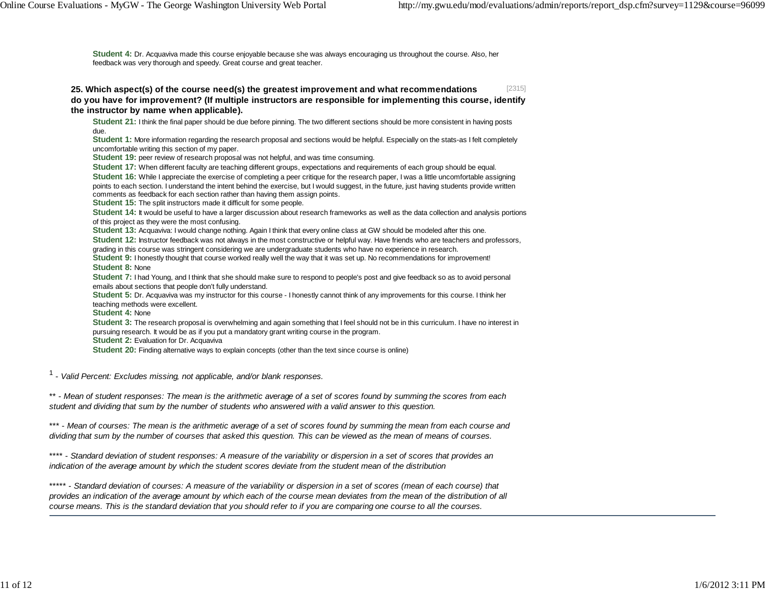**Student 4:** Dr. Acquaviva made this course enjoyable because she was always encouraging us throughout the course. Also, her feedback was very thorough and speedy. Great course and great teacher.

### 25. Which aspect(s) of the course need(s) the greatest improvement and what recommendations do you have for improvement? (If multiple instructors are responsible for implementing this course, identify the instructor by name when applicable). [2315]

**Student 21:** I think the final paper should be due before pinning. The two different sections should be more consistent in having posts due.

**Student 1:** More information regarding the research proposal and sections would be helpful. Especially on the stats-as I felt completely uncomfortable writing this section of my paper.

**Student 19:** peer review of research proposal was not helpful, and was time consuming.

**Student 17:** When different faculty are teaching different groups, expectations and requirements of each group should be equal.

**Student 16:** While I appreciate the exercise of completing a peer critique for the research paper, I was a little uncomfortable assigning points to each section. I understand the intent behind the exercise, but I would suggest, in the future, just having students provide written comments as feedback for each section rather than having them assign points.

**Student 15:** The split instructors made it difficult for some people.

**Student 14:** It would be useful to have a larger discussion about research frameworks as well as the data collection and analysis portions of this project as they were the most confusing.

**Student 13:** Acquaviva: I would change nothing. Again I think that every online class at GW should be modeled after this one.

**Student 12:** Instructor feedback was not always in the most constructive or helpful way. Have friends who are teachers and professors, grading in this course was stringent considering we are undergraduate students who have no experience in research.

**Student 9:** I honestly thought that course worked really well the way that it was set up. No recommendations for improvement!

**Student 8:** None

**Student 7:** I had Young, and I think that she should make sure to respond to people's post and give feedback so as to avoid personal emails about sections that people don't fully understand.

**Student 5:** Dr. Acquaviva was my instructor for this course - I honestly cannot think of any improvements for this course. I think her teaching methods were excellent.

**Student 4:** None

**Student 3:** The research proposal is overwhelming and again something that I feel should not be in this curriculum. I have no interest in pursuing research. It would be as if you put a mandatory grant writing course in the program.

**Student 2:** Evaluation for Dr. Acquaviva

**Student 20:** Finding alternative ways to explain concepts (other than the text since course is online)

[1] - *Valid Percent: Excludes missing, not applicable, and/or blank responses.*

** - *Mean of student responses: The mean is the arithmetic average of a set of scores found by summing the scores from each student and dividing that sum by the number of students who answered with a valid answer to this question.*

*** - *Mean of courses: The mean is the arithmetic average of a set of scores found by summing the mean from each course and dividing that sum by the number of courses that asked this question. This can be viewed as the mean of means of courses.*

**** - *Standard deviation of student responses: A measure of the variability or dispersion in a set of scores that provides an indication of the average amount by which the student scores deviate from the student mean of the distribution*

***** - *Standard deviation of courses: A measure of the variability or dispersion in a set of scores (mean of each course) that provides an indication of the average amount by which each of the course mean deviates from the mean of the distribution of all course means. This is the standard deviation that you should refer to if you are comparing one course to all the courses.*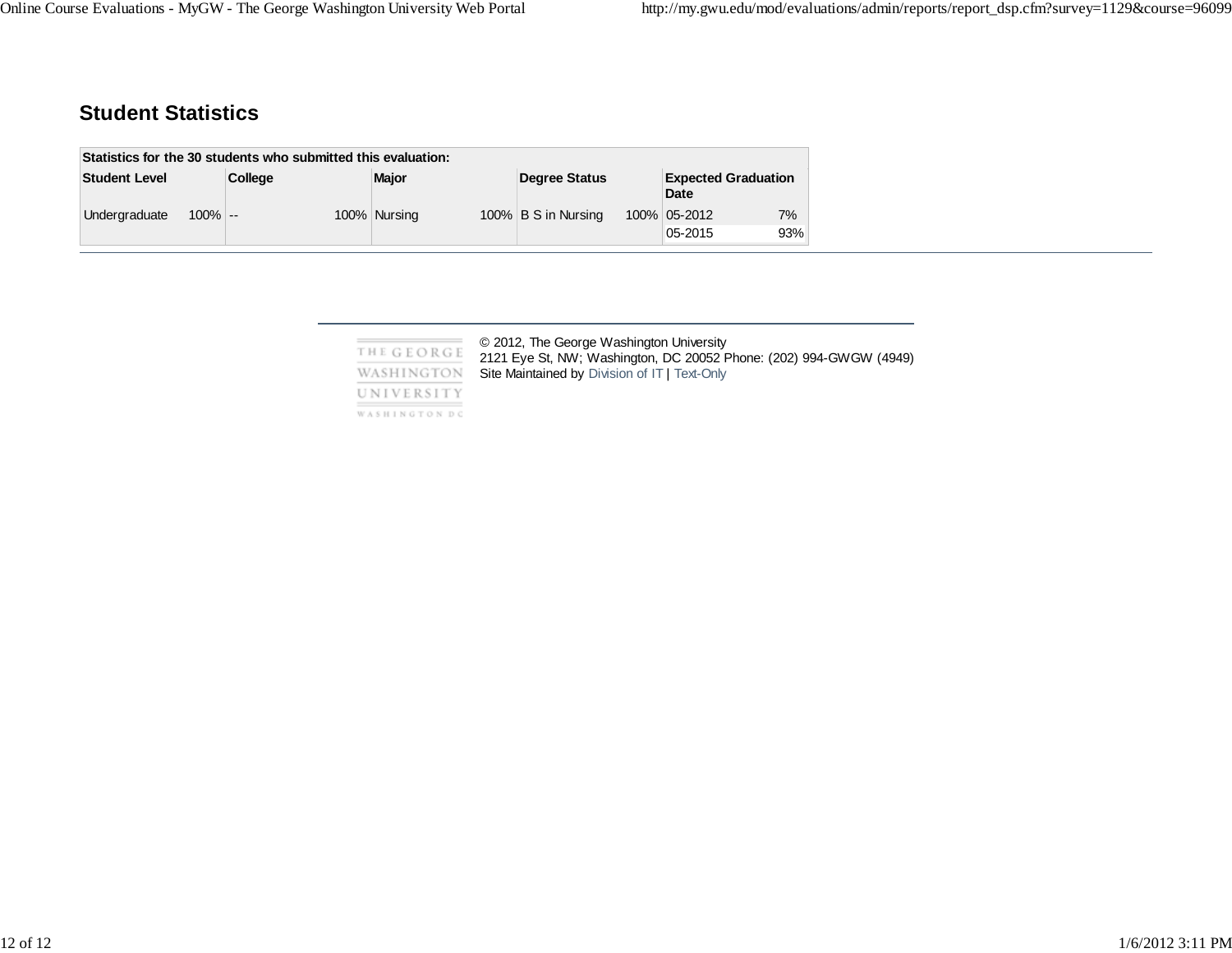## Student Statistics

| Statistics for the 30 students who submitted this evaluation: | | | | | | | | | |
|---|---|---|---|---|---|---|---|---|---|
| **Student Level** | | **College** | | **Major** | | **Degree Status** | | **Expected Graduation Date** | |
| Undergraduate | 100% | -- | 100% | Nursing | 100% | B S in Nursing | 100% | 05-2012 | 7% |
| | | | | | | | | 05-2015 | 93% |

THE GEORGE WASHINGTON UNIVERSITY WASHINGTON DC

© 2012, The George Washington University
2121 Eye St, NW; Washington, DC 20052 Phone: (202) 994-GWGW (4949)
Site Maintained by Division of IT | Text-Only